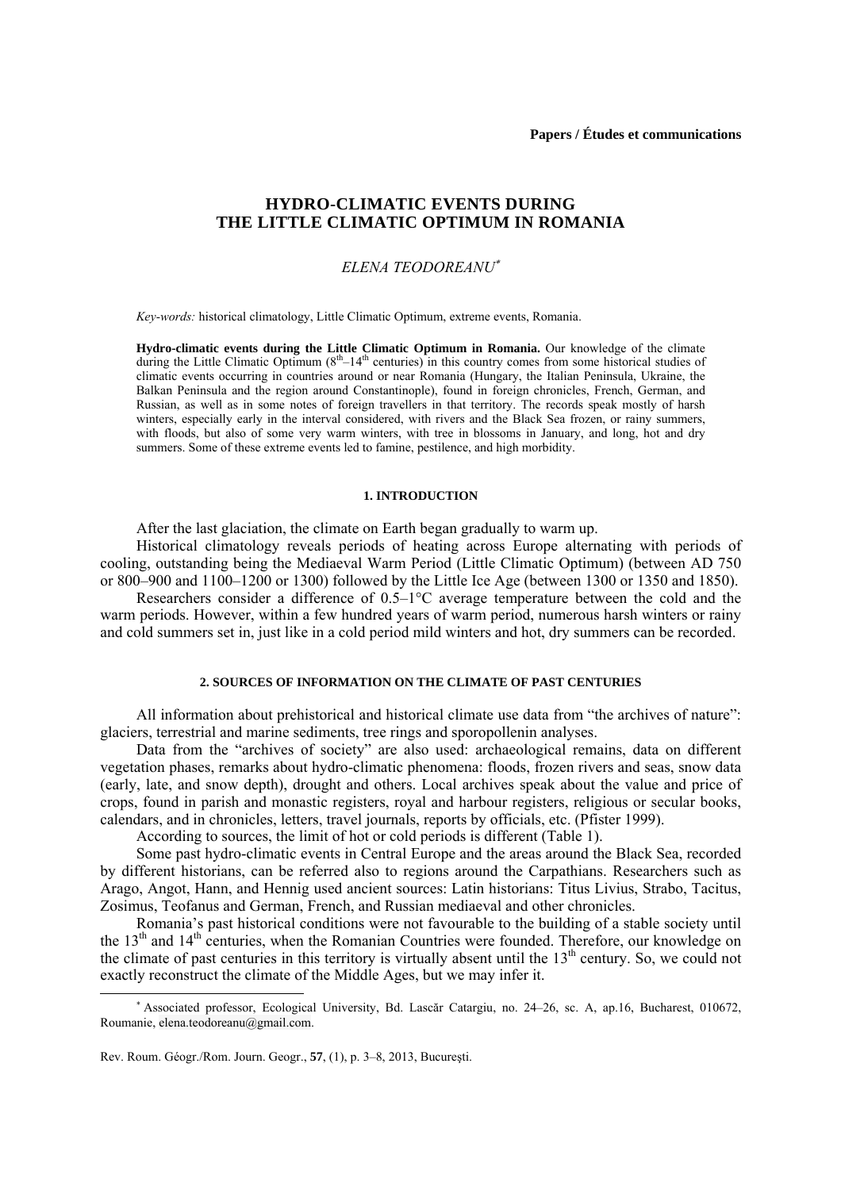**Papers / Études et communications**

# HYDRO-CLIMATIC EVENTS DURING THE LITTLE CLIMATIC OPTIMUM IN ROMANIA

*ELENA TEODOREANU*[*]

*Key-words:* historical climatology, Little Climatic Optimum, extreme events, Romania.

**Hydro-climatic events during the Little Climatic Optimum in Romania.** Our knowledge of the climate during the Little Climatic Optimum ($8^{th}$–$14^{th}$ centuries) in this country comes from some historical studies of climatic events occurring in countries around or near Romania (Hungary, the Italian Peninsula, Ukraine, the Balkan Peninsula and the region around Constantinople), found in foreign chronicles, French, German, and Russian, as well as in some notes of foreign travellers in that territory. The records speak mostly of harsh winters, especially early in the interval considered, with rivers and the Black Sea frozen, or rainy summers, with floods, but also of some very warm winters, with tree in blossoms in January, and long, hot and dry summers. Some of these extreme events led to famine, pestilence, and high morbidity.

## 1. INTRODUCTION

After the last glaciation, the climate on Earth began gradually to warm up.

Historical climatology reveals periods of heating across Europe alternating with periods of cooling, outstanding being the Mediaeval Warm Period (Little Climatic Optimum) (between AD 750 or 800–900 and 1100–1200 or 1300) followed by the Little Ice Age (between 1300 or 1350 and 1850).

Researchers consider a difference of 0.5–1°C average temperature between the cold and the warm periods. However, within a few hundred years of warm period, numerous harsh winters or rainy and cold summers set in, just like in a cold period mild winters and hot, dry summers can be recorded.

## 2. SOURCES OF INFORMATION ON THE CLIMATE OF PAST CENTURIES

All information about prehistorical and historical climate use data from "the archives of nature": glaciers, terrestrial and marine sediments, tree rings and sporopollenin analyses.

Data from the "archives of society" are also used: archaeological remains, data on different vegetation phases, remarks about hydro-climatic phenomena: floods, frozen rivers and seas, snow data (early, late, and snow depth), drought and others. Local archives speak about the value and price of crops, found in parish and monastic registers, royal and harbour registers, religious or secular books, calendars, and in chronicles, letters, travel journals, reports by officials, etc. (Pfister 1999).

According to sources, the limit of hot or cold periods is different (Table 1).

Some past hydro-climatic events in Central Europe and the areas around the Black Sea, recorded by different historians, can be referred also to regions around the Carpathians. Researchers such as Arago, Angot, Hann, and Hennig used ancient sources: Latin historians: Titus Livius, Strabo, Tacitus, Zosimus, Teofanus and German, French, and Russian mediaeval and other chronicles.

Romania's past historical conditions were not favourable to the building of a stable society until the $13^{th}$ and $14^{th}$ centuries, when the Romanian Countries were founded. Therefore, our knowledge on the climate of past centuries in this territory is virtually absent until the $13^{th}$ century. So, we could not exactly reconstruct the climate of the Middle Ages, but we may infer it.

[*] Associated professor, Ecological University, Bd. Lascăr Catargiu, no. 24–26, sc. A, ap.16, Bucharest, 010672, Roumanie, elena.teodoreanu@gmail.com.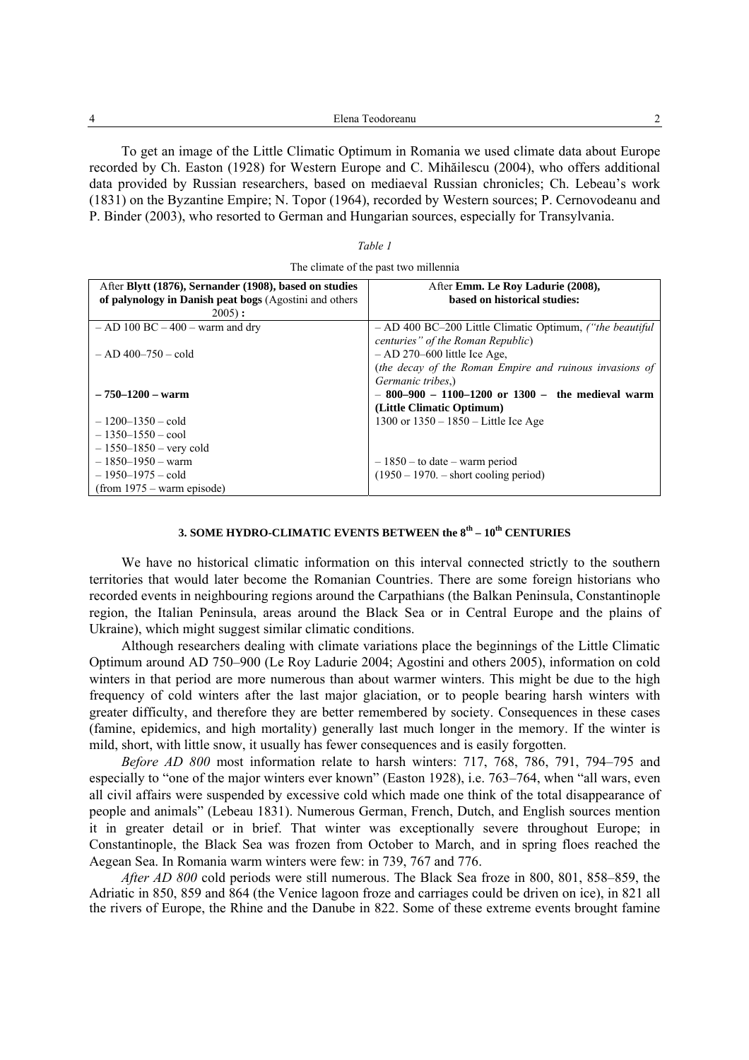To get an image of the Little Climatic Optimum in Romania we used climate data about Europe recorded by Ch. Easton (1928) for Western Europe and C. Mihăilescu (2004), who offers additional data provided by Russian researchers, based on mediaeval Russian chronicles; Ch. Lebeau's work (1831) on the Byzantine Empire; N. Topor (1964), recorded by Western sources; P. Cernovodeanu and P. Binder (2003), who resorted to German and Hungarian sources, especially for Transylvania.

*Table 1*

The climate of the past two millennia

| After **Blytt (1876), Sernander (1908), based on studies of palynology in Danish peat bogs** (Agostini and others 2005) **:** | After **Emm. Le Roy Ladurie (2008), based on historical studies:** |
|---|---|
| – AD 100 BC – 400 – warm and dry | – AD 400 BC–200 Little Climatic Optimum, *("the beautiful centuries" of the Roman Republic*) |
| – AD 400–750 – cold | – AD 270–600 little Ice Age, (*the decay of the Roman Empire and ruinous invasions of Germanic tribes*,) |
| **– 750–1200 – warm** | **– 800–900 – 1100–1200 or 1300 – the medieval warm (Little Climatic Optimum)** |
| – 1200–1350 – cold<br>– 1350–1550 – cool<br>– 1550–1850 – very cold | 1300 or 1350 – 1850 – Little Ice Age |
| – 1850–1950 – warm<br>– 1950–1975 – cold<br>(from 1975 – warm episode) | – 1850 – to date – warm period<br>(1950 – 1970. – short cooling period) |

### 3. SOME HYDRO-CLIMATIC EVENTS BETWEEN the 8th – 10th CENTURIES

We have no historical climatic information on this interval connected strictly to the southern territories that would later become the Romanian Countries. There are some foreign historians who recorded events in neighbouring regions around the Carpathians (the Balkan Peninsula, Constantinople region, the Italian Peninsula, areas around the Black Sea or in Central Europe and the plains of Ukraine), which might suggest similar climatic conditions.

Although researchers dealing with climate variations place the beginnings of the Little Climatic Optimum around AD 750–900 (Le Roy Ladurie 2004; Agostini and others 2005), information on cold winters in that period are more numerous than about warmer winters. This might be due to the high frequency of cold winters after the last major glaciation, or to people bearing harsh winters with greater difficulty, and therefore they are better remembered by society. Consequences in these cases (famine, epidemics, and high mortality) generally last much longer in the memory. If the winter is mild, short, with little snow, it usually has fewer consequences and is easily forgotten.

*Before AD 800* most information relate to harsh winters: 717, 768, 786, 791, 794–795 and especially to "one of the major winters ever known" (Easton 1928), i.e. 763–764, when "all wars, even all civil affairs were suspended by excessive cold which made one think of the total disappearance of people and animals" (Lebeau 1831). Numerous German, French, Dutch, and English sources mention it in greater detail or in brief. That winter was exceptionally severe throughout Europe; in Constantinople, the Black Sea was frozen from October to March, and in spring floes reached the Aegean Sea. In Romania warm winters were few: in 739, 767 and 776.

*After AD 800* cold periods were still numerous. The Black Sea froze in 800, 801, 858–859, the Adriatic in 850, 859 and 864 (the Venice lagoon froze and carriages could be driven on ice), in 821 all the rivers of Europe, the Rhine and the Danube in 822. Some of these extreme events brought famine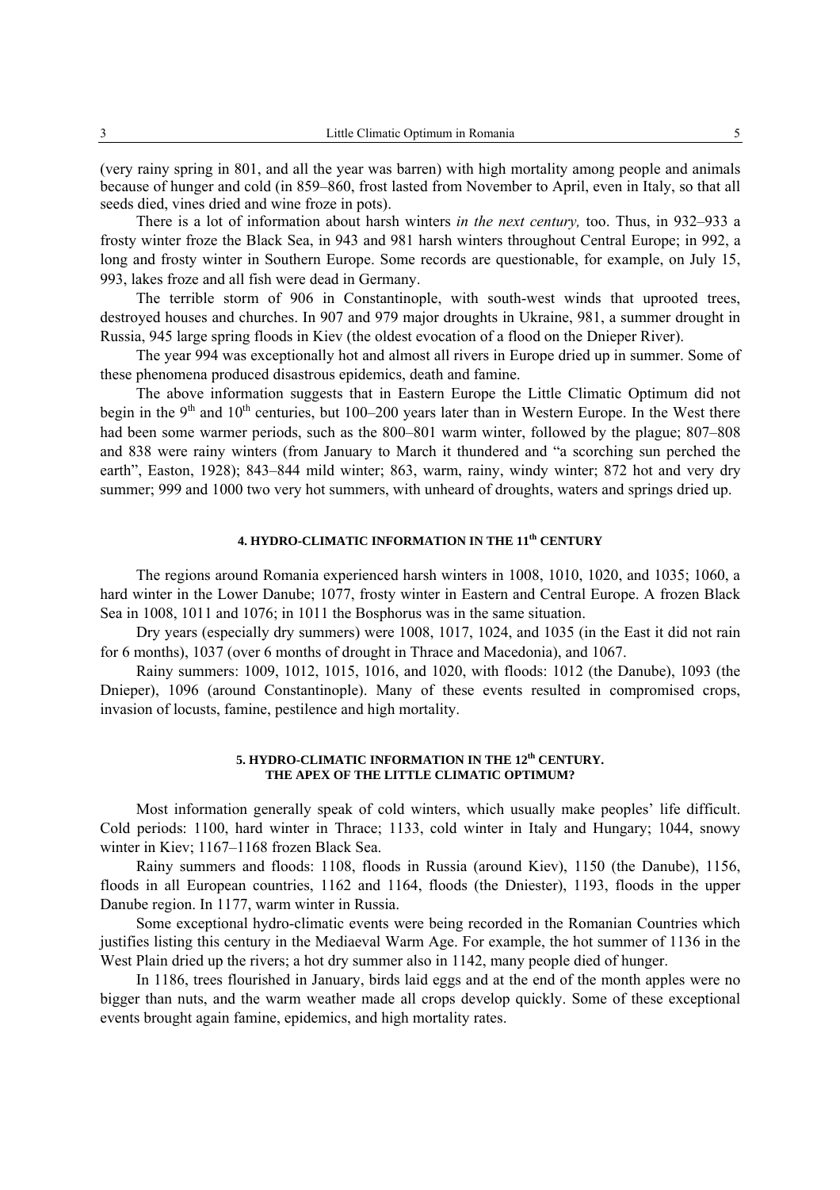(very rainy spring in 801, and all the year was barren) with high mortality among people and animals because of hunger and cold (in 859–860, frost lasted from November to April, even in Italy, so that all seeds died, vines dried and wine froze in pots).

There is a lot of information about harsh winters *in the next century,* too. Thus, in 932–933 a frosty winter froze the Black Sea, in 943 and 981 harsh winters throughout Central Europe; in 992, a long and frosty winter in Southern Europe. Some records are questionable, for example, on July 15, 993, lakes froze and all fish were dead in Germany.

The terrible storm of 906 in Constantinople, with south-west winds that uprooted trees, destroyed houses and churches. In 907 and 979 major droughts in Ukraine, 981, a summer drought in Russia, 945 large spring floods in Kiev (the oldest evocation of a flood on the Dnieper River).

The year 994 was exceptionally hot and almost all rivers in Europe dried up in summer. Some of these phenomena produced disastrous epidemics, death and famine.

The above information suggests that in Eastern Europe the Little Climatic Optimum did not begin in the 9th and 10th centuries, but 100–200 years later than in Western Europe. In the West there had been some warmer periods, such as the 800–801 warm winter, followed by the plague; 807–808 and 838 were rainy winters (from January to March it thundered and "a scorching sun perched the earth", Easton, 1928); 843–844 mild winter; 863, warm, rainy, windy winter; 872 hot and very dry summer; 999 and 1000 two very hot summers, with unheard of droughts, waters and springs dried up.

## 4. HYDRO-CLIMATIC INFORMATION IN THE 11th CENTURY

The regions around Romania experienced harsh winters in 1008, 1010, 1020, and 1035; 1060, a hard winter in the Lower Danube; 1077, frosty winter in Eastern and Central Europe. A frozen Black Sea in 1008, 1011 and 1076; in 1011 the Bosphorus was in the same situation.

Dry years (especially dry summers) were 1008, 1017, 1024, and 1035 (in the East it did not rain for 6 months), 1037 (over 6 months of drought in Thrace and Macedonia), and 1067.

Rainy summers: 1009, 1012, 1015, 1016, and 1020, with floods: 1012 (the Danube), 1093 (the Dnieper), 1096 (around Constantinople). Many of these events resulted in compromised crops, invasion of locusts, famine, pestilence and high mortality.

## 5. HYDRO-CLIMATIC INFORMATION IN THE 12th CENTURY. THE APEX OF THE LITTLE CLIMATIC OPTIMUM?

Most information generally speak of cold winters, which usually make peoples' life difficult. Cold periods: 1100, hard winter in Thrace; 1133, cold winter in Italy and Hungary; 1044, snowy winter in Kiev; 1167–1168 frozen Black Sea.

Rainy summers and floods: 1108, floods in Russia (around Kiev), 1150 (the Danube), 1156, floods in all European countries, 1162 and 1164, floods (the Dniester), 1193, floods in the upper Danube region. In 1177, warm winter in Russia.

Some exceptional hydro-climatic events were being recorded in the Romanian Countries which justifies listing this century in the Mediaeval Warm Age. For example, the hot summer of 1136 in the West Plain dried up the rivers; a hot dry summer also in 1142, many people died of hunger.

In 1186, trees flourished in January, birds laid eggs and at the end of the month apples were no bigger than nuts, and the warm weather made all crops develop quickly. Some of these exceptional events brought again famine, epidemics, and high mortality rates.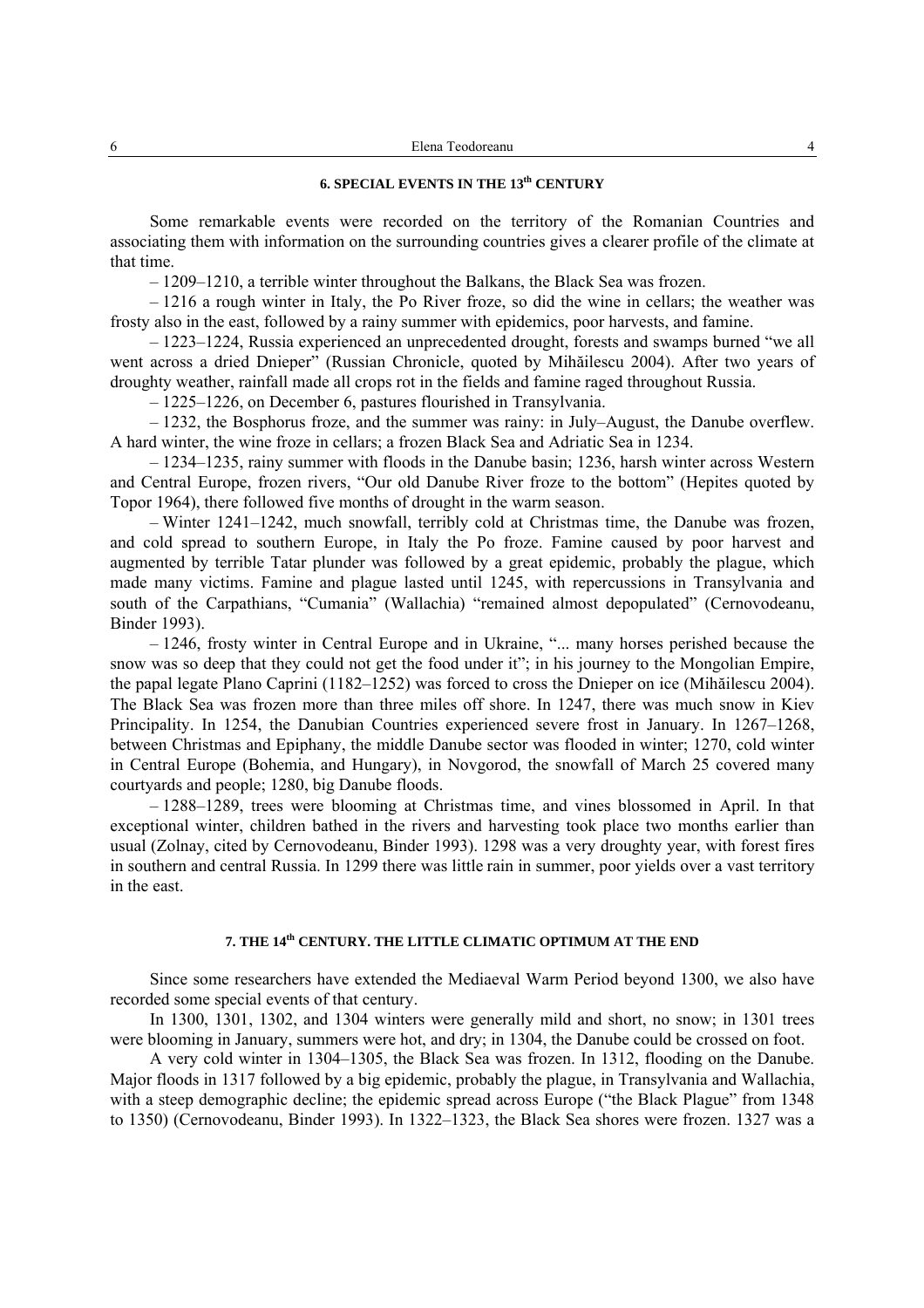## 6. SPECIAL EVENTS IN THE 13th CENTURY

Some remarkable events were recorded on the territory of the Romanian Countries and associating them with information on the surrounding countries gives a clearer profile of the climate at that time.

– 1209–1210, a terrible winter throughout the Balkans, the Black Sea was frozen.

– 1216 a rough winter in Italy, the Po River froze, so did the wine in cellars; the weather was frosty also in the east, followed by a rainy summer with epidemics, poor harvests, and famine.

– 1223–1224, Russia experienced an unprecedented drought, forests and swamps burned "we all went across a dried Dnieper" (Russian Chronicle, quoted by Mihăilescu 2004). After two years of droughty weather, rainfall made all crops rot in the fields and famine raged throughout Russia.

– 1225–1226, on December 6, pastures flourished in Transylvania.

– 1232, the Bosphorus froze, and the summer was rainy: in July–August, the Danube overflew. A hard winter, the wine froze in cellars; a frozen Black Sea and Adriatic Sea in 1234.

– 1234–1235, rainy summer with floods in the Danube basin; 1236, harsh winter across Western and Central Europe, frozen rivers, "Our old Danube River froze to the bottom" (Hepites quoted by Topor 1964), there followed five months of drought in the warm season.

– Winter 1241–1242, much snowfall, terribly cold at Christmas time, the Danube was frozen, and cold spread to southern Europe, in Italy the Po froze. Famine caused by poor harvest and augmented by terrible Tatar plunder was followed by a great epidemic, probably the plague, which made many victims. Famine and plague lasted until 1245, with repercussions in Transylvania and south of the Carpathians, "Cumania" (Wallachia) "remained almost depopulated" (Cernovodeanu, Binder 1993).

– 1246, frosty winter in Central Europe and in Ukraine, "... many horses perished because the snow was so deep that they could not get the food under it"; in his journey to the Mongolian Empire, the papal legate Plano Caprini (1182–1252) was forced to cross the Dnieper on ice (Mihăilescu 2004). The Black Sea was frozen more than three miles off shore. In 1247, there was much snow in Kiev Principality. In 1254, the Danubian Countries experienced severe frost in January. In 1267–1268, between Christmas and Epiphany, the middle Danube sector was flooded in winter; 1270, cold winter in Central Europe (Bohemia, and Hungary), in Novgorod, the snowfall of March 25 covered many courtyards and people; 1280, big Danube floods.

– 1288–1289, trees were blooming at Christmas time, and vines blossomed in April. In that exceptional winter, children bathed in the rivers and harvesting took place two months earlier than usual (Zolnay, cited by Cernovodeanu, Binder 1993). 1298 was a very droughty year, with forest fires in southern and central Russia. In 1299 there was little rain in summer, poor yields over a vast territory in the east.

## 7. THE 14th CENTURY. THE LITTLE CLIMATIC OPTIMUM AT THE END

Since some researchers have extended the Mediaeval Warm Period beyond 1300, we also have recorded some special events of that century.

In 1300, 1301, 1302, and 1304 winters were generally mild and short, no snow; in 1301 trees were blooming in January, summers were hot, and dry; in 1304, the Danube could be crossed on foot.

A very cold winter in 1304–1305, the Black Sea was frozen. In 1312, flooding on the Danube. Major floods in 1317 followed by a big epidemic, probably the plague, in Transylvania and Wallachia, with a steep demographic decline; the epidemic spread across Europe ("the Black Plague" from 1348 to 1350) (Cernovodeanu, Binder 1993). In 1322–1323, the Black Sea shores were frozen. 1327 was a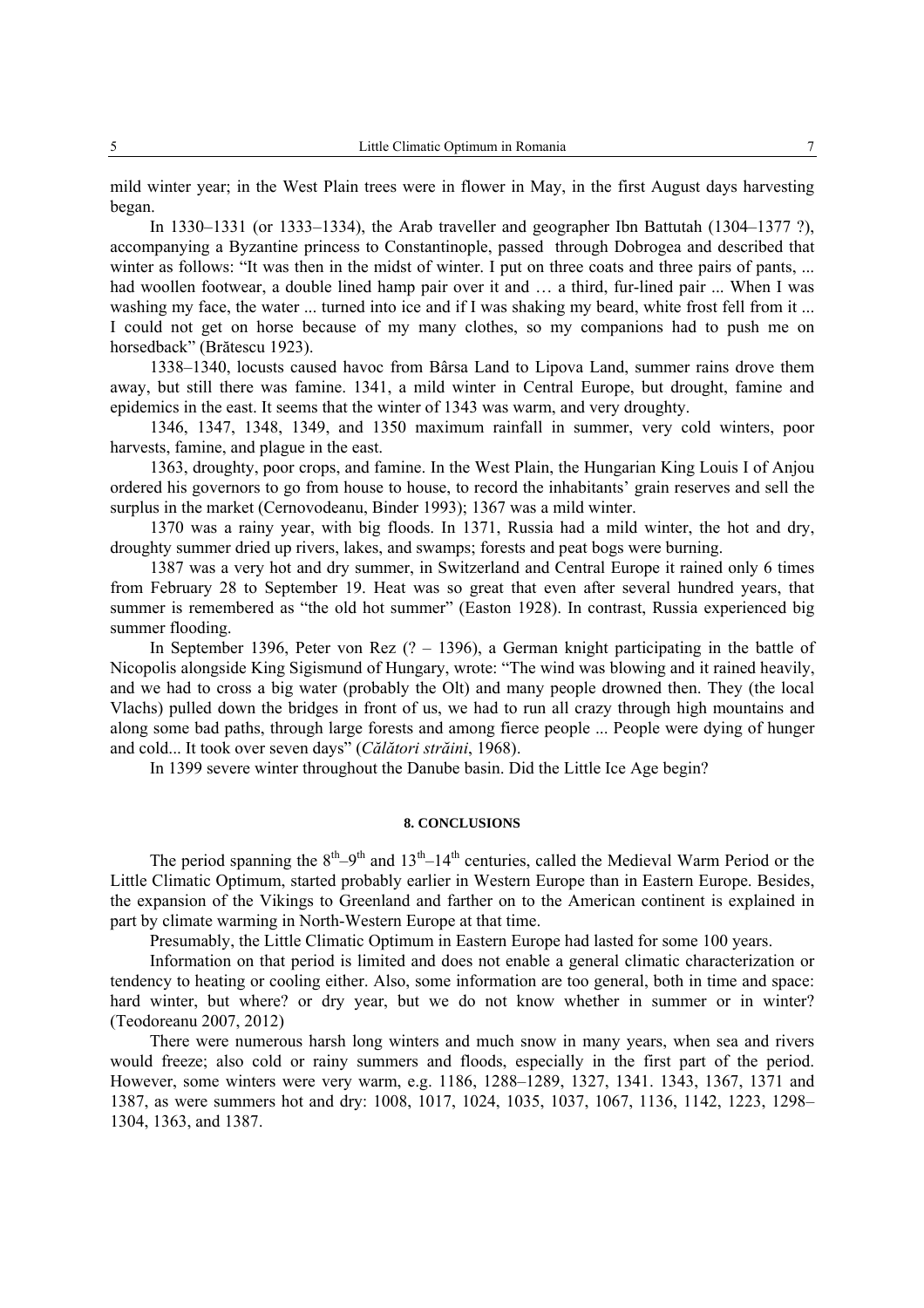mild winter year; in the West Plain trees were in flower in May, in the first August days harvesting began.

In 1330–1331 (or 1333–1334), the Arab traveller and geographer Ibn Battutah (1304–1377 ?), accompanying a Byzantine princess to Constantinople, passed through Dobrogea and described that winter as follows: "It was then in the midst of winter. I put on three coats and three pairs of pants, ... had woollen footwear, a double lined hamp pair over it and … a third, fur-lined pair ... When I was washing my face, the water ... turned into ice and if I was shaking my beard, white frost fell from it ... I could not get on horse because of my many clothes, so my companions had to push me on horsedback" (Brătescu 1923).

1338–1340, locusts caused havoc from Bârsa Land to Lipova Land, summer rains drove them away, but still there was famine. 1341, a mild winter in Central Europe, but drought, famine and epidemics in the east. It seems that the winter of 1343 was warm, and very droughty.

1346, 1347, 1348, 1349, and 1350 maximum rainfall in summer, very cold winters, poor harvests, famine, and plague in the east.

1363, droughty, poor crops, and famine. In the West Plain, the Hungarian King Louis I of Anjou ordered his governors to go from house to house, to record the inhabitants' grain reserves and sell the surplus in the market (Cernovodeanu, Binder 1993); 1367 was a mild winter.

1370 was a rainy year, with big floods. In 1371, Russia had a mild winter, the hot and dry, droughty summer dried up rivers, lakes, and swamps; forests and peat bogs were burning.

1387 was a very hot and dry summer, in Switzerland and Central Europe it rained only 6 times from February 28 to September 19. Heat was so great that even after several hundred years, that summer is remembered as "the old hot summer" (Easton 1928). In contrast, Russia experienced big summer flooding.

In September 1396, Peter von Rez (? – 1396), a German knight participating in the battle of Nicopolis alongside King Sigismund of Hungary, wrote: "The wind was blowing and it rained heavily, and we had to cross a big water (probably the Olt) and many people drowned then. They (the local Vlachs) pulled down the bridges in front of us, we had to run all crazy through high mountains and along some bad paths, through large forests and among fierce people ... People were dying of hunger and cold... It took over seven days" (*Călători străini*, 1968).

In 1399 severe winter throughout the Danube basin. Did the Little Ice Age begin?

## 8. CONCLUSIONS

The period spanning the 8th–9th and 13th–14th centuries, called the Medieval Warm Period or the Little Climatic Optimum, started probably earlier in Western Europe than in Eastern Europe. Besides, the expansion of the Vikings to Greenland and farther on to the American continent is explained in part by climate warming in North-Western Europe at that time.

Presumably, the Little Climatic Optimum in Eastern Europe had lasted for some 100 years.

Information on that period is limited and does not enable a general climatic characterization or tendency to heating or cooling either. Also, some information are too general, both in time and space: hard winter, but where? or dry year, but we do not know whether in summer or in winter? (Teodoreanu 2007, 2012)

There were numerous harsh long winters and much snow in many years, when sea and rivers would freeze; also cold or rainy summers and floods, especially in the first part of the period. However, some winters were very warm, e.g. 1186, 1288–1289, 1327, 1341. 1343, 1367, 1371 and 1387, as were summers hot and dry: 1008, 1017, 1024, 1035, 1037, 1067, 1136, 1142, 1223, 1298–1304, 1363, and 1387.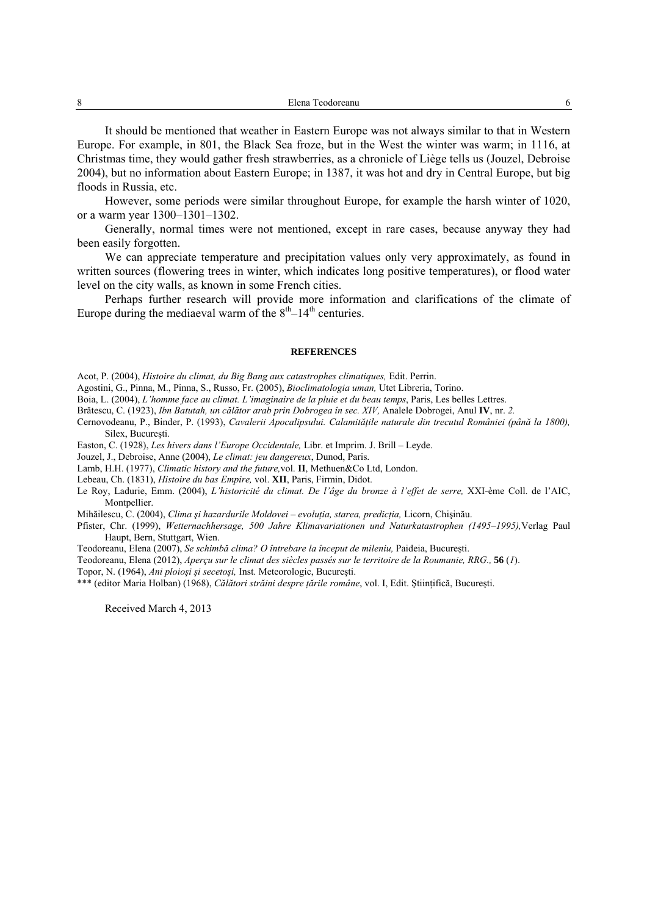It should be mentioned that weather in Eastern Europe was not always similar to that in Western Europe. For example, in 801, the Black Sea froze, but in the West the winter was warm; in 1116, at Christmas time, they would gather fresh strawberries, as a chronicle of Liège tells us (Jouzel, Debroise 2004), but no information about Eastern Europe; in 1387, it was hot and dry in Central Europe, but big floods in Russia, etc.

However, some periods were similar throughout Europe, for example the harsh winter of 1020, or a warm year 1300–1301–1302.

Generally, normal times were not mentioned, except in rare cases, because anyway they had been easily forgotten.

We can appreciate temperature and precipitation values only very approximately, as found in written sources (flowering trees in winter, which indicates long positive temperatures), or flood water level on the city walls, as known in some French cities.

Perhaps further research will provide more information and clarifications of the climate of Europe during the mediaeval warm of the 8th–14th centuries.

## REFERENCES

Acot, P. (2004), *Histoire du climat, du Big Bang aux catastrophes climatiques,* Edit. Perrin.

Agostini, G., Pinna, M., Pinna, S., Russo, Fr. (2005), *Bioclimatologia uman,* Utet Libreria, Torino.

Boia, L. (2004), *L'homme face au climat. L'imaginaire de la pluie et du beau temps*, Paris, Les belles Lettres.

Brătescu, C. (1923), *Ibn Batutah, un călător arab prin Dobrogea în sec. XIV,* Analele Dobrogei, Anul **IV**, nr. *2.*

Cernovodeanu, P., Binder, P. (1993), *Cavalerii Apocalipsului. Calamitățile naturale din trecutul României (până la 1800),* Silex, București.

Easton, C. (1928), *Les hivers dans l'Europe Occidentale,* Libr. et Imprim. J. Brill – Leyde.

Jouzel, J., Debroise, Anne (2004), *Le climat: jeu dangereux*, Dunod, Paris.

Lamb, H.H. (1977), *Climatic history and the future,*vol. **II**, Methuen&Co Ltd, London.

Lebeau, Ch. (1831), *Histoire du bas Empire,* vol. **XII**, Paris, Firmin, Didot.

Le Roy, Ladurie, Emm. (2004), *L'historicité du climat. De l'âge du bronze à l'effet de serre,* XXI-ème Coll. de l'AIC, Montpellier.

Mihăilescu, C. (2004), *Clima şi hazardurile Moldovei – evoluția, starea, predicția,* Licorn, Chişinău.

Pfister, Chr. (1999), *Wetternachhersage, 500 Jahre Klimavariationen und Naturkatastrophen (1495–1995),*Verlag Paul Haupt, Bern, Stuttgart, Wien.

Teodoreanu, Elena (2007), *Se schimbă clima? O întrebare la început de mileniu,* Paideia, Bucureşti.

Teodoreanu, Elena (2012), *Aperçu sur le climat des siècles passés sur le territoire de la Roumanie, RRG.,* **56** (*1*).

Topor, N. (1964), *Ani ploioşi şi secetoşi,* Inst. Meteorologic, Bucureşti.

\*\*\* (editor Maria Holban) (1968), *Călători străini despre țările române*, vol. I, Edit. Științifică, București.

Received March 4, 2013